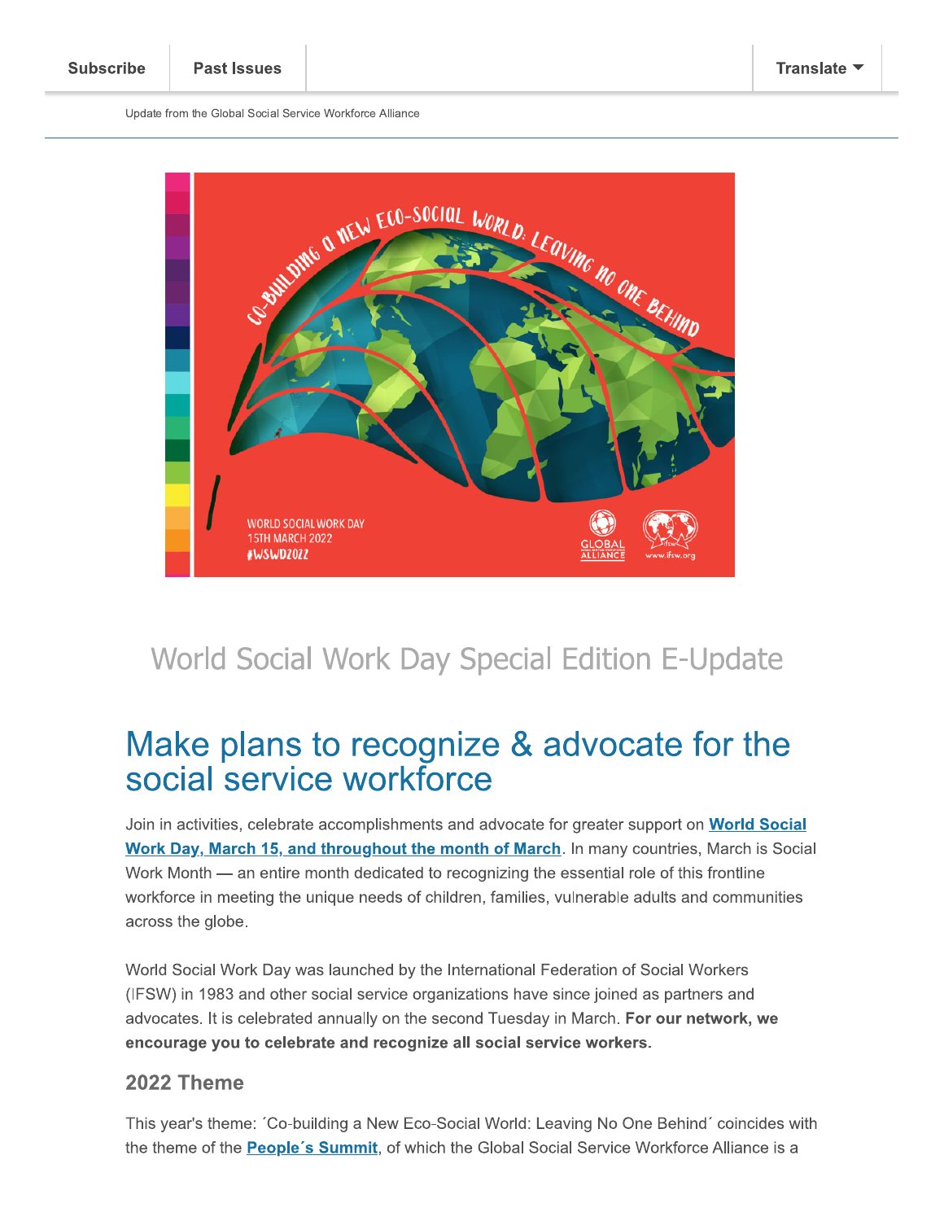Subscribe | Past Issues | Translate

Update from the Global Social Service Workforce Alliance

World Social Work Day Special Edition E-Update

# Make plans to recognize & advocate for the social service workforce

Join in activities, celebrate accomplishments and advocate for greater support on **World Social Work Day, March 15, and throughout the month of March**. In many countries, March is Social Work Month — an entire month dedicated to recognizing the essential role of this frontline workforce in meeting the unique needs of children, families, vulnerable adults and communities across the globe.

World Social Work Day was launched by the International Federation of Social Workers (IFSW) in 1983 and other social service organizations have since joined as partners and advocates. It is celebrated annually on the second Tuesday in March. **For our network, we encourage you to celebrate and recognize all social service workers.**

## 2022 Theme

This year's theme: ´Co-building a New Eco-Social World: Leaving No One Behind´ coincides with the theme of the **People´s Summit**, of which the Global Social Service Workforce Alliance is a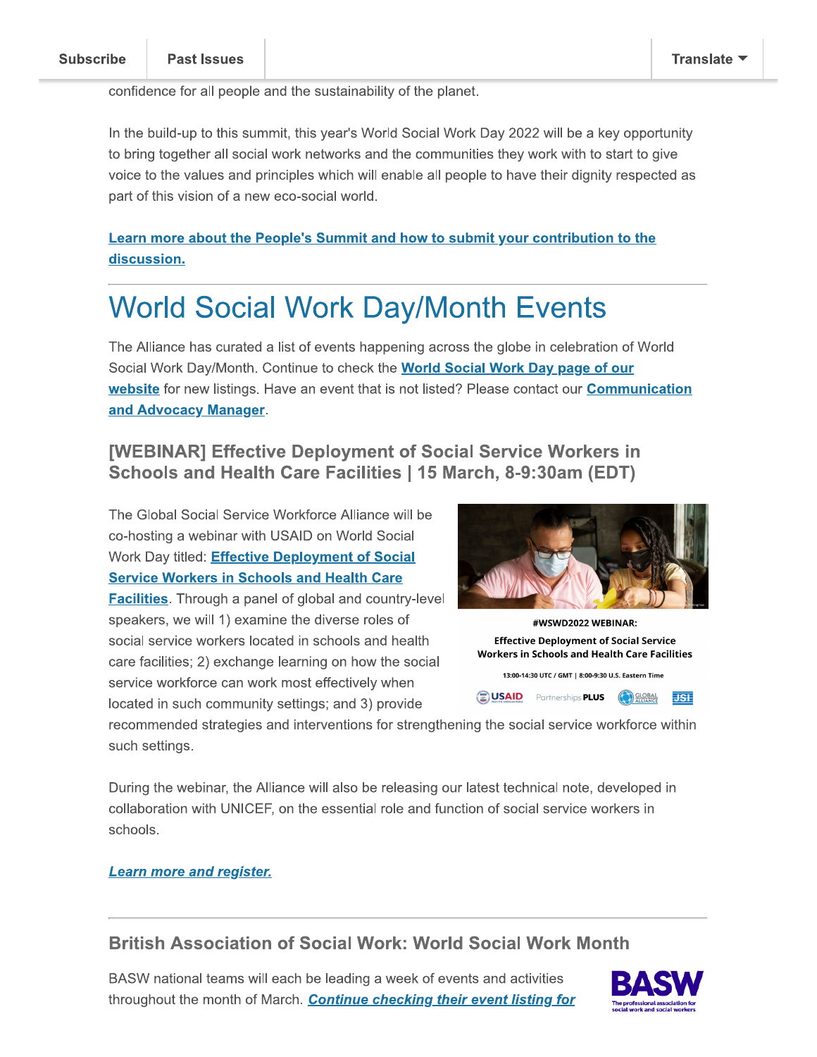confidence for all people and the sustainability of the planet.

In the build-up to this summit, this year's World Social Work Day 2022 will be a key opportunity to bring together all social work networks and the communities they work with to start to give voice to the values and principles which will enable all people to have their dignity respected as part of this vision of a new eco-social world.

**Learn more about the People's Summit and how to submit your contribution to the discussion.**

---

# World Social Work Day/Month Events

The Alliance has curated a list of events happening across the globe in celebration of World Social Work Day/Month. Continue to check the **World Social Work Day page of our website** for new listings. Have an event that is not listed? Please contact our **Communication and Advocacy Manager**.

### [WEBINAR] Effective Deployment of Social Service Workers in Schools and Health Care Facilities | 15 March, 8-9:30am (EDT)

The Global Social Service Workforce Alliance will be co-hosting a webinar with USAID on World Social Work Day titled: **Effective Deployment of Social Service Workers in Schools and Health Care Facilities**. Through a panel of global and country-level speakers, we will 1) examine the diverse roles of social service workers located in schools and health care facilities; 2) exchange learning on how the social service workforce can work most effectively when located in such community settings; and 3) provide recommended strategies and interventions for strengthening the social service workforce within such settings.

During the webinar, the Alliance will also be releasing our latest technical note, developed in collaboration with UNICEF, on the essential role and function of social service workers in schools.

***Learn more and register.***

---

### British Association of Social Work: World Social Work Month

BASW national teams will each be leading a week of events and activities throughout the month of March. ***Continue checking their event listing for***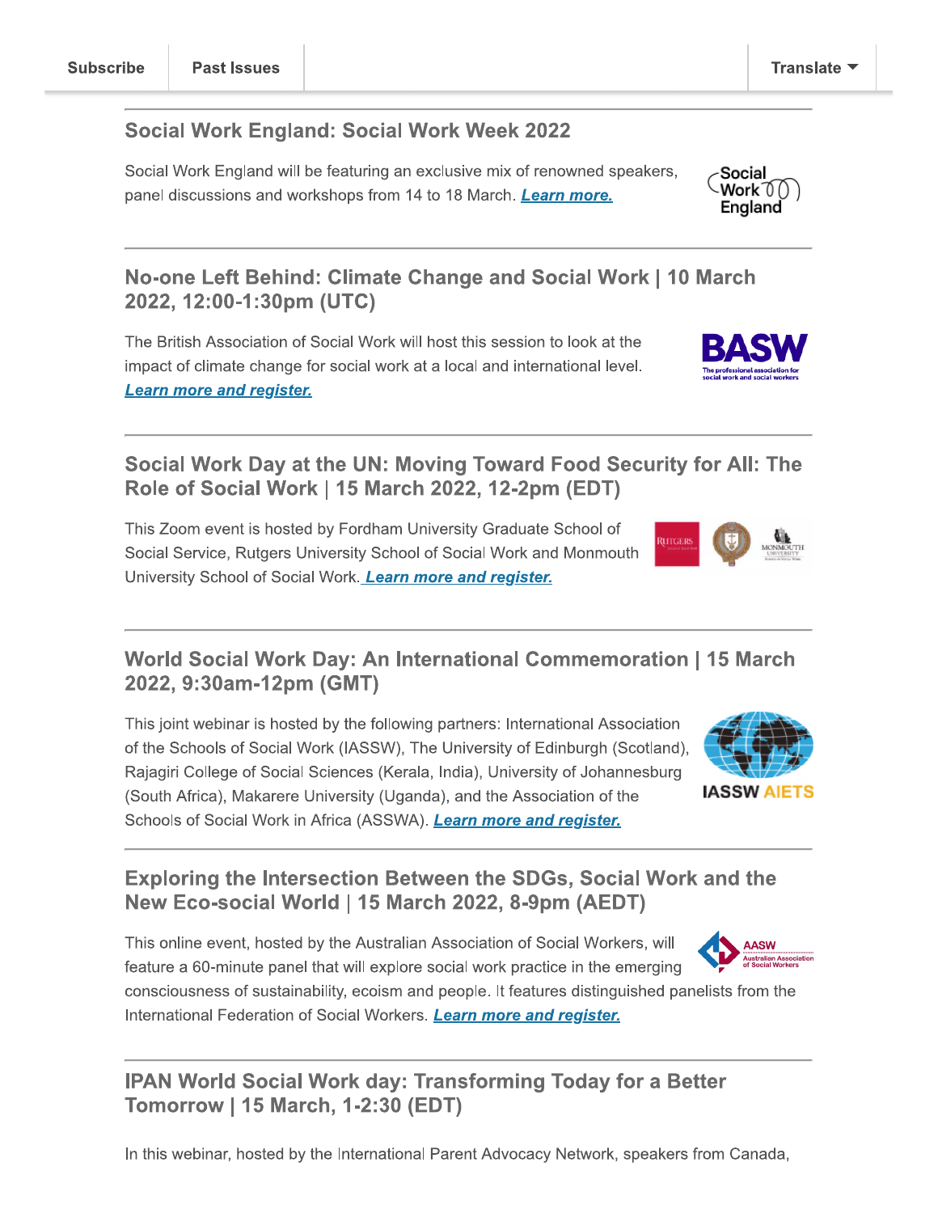Subscribe | Past Issues | Translate

## Social Work England: Social Work Week 2022

Social Work England will be featuring an exclusive mix of renowned speakers, panel discussions and workshops from 14 to 18 March. ***Learn more.***

## No-one Left Behind: Climate Change and Social Work | 10 March 2022, 12:00-1:30pm (UTC)

The British Association of Social Work will host this session to look at the impact of climate change for social work at a local and international level. ***Learn more and register.***

## Social Work Day at the UN: Moving Toward Food Security for All: The Role of Social Work | 15 March 2022, 12-2pm (EDT)

This Zoom event is hosted by Fordham University Graduate School of Social Service, Rutgers University School of Social Work and Monmouth University School of Social Work. ***Learn more and register.***

## World Social Work Day: An International Commemoration | 15 March 2022, 9:30am-12pm (GMT)

This joint webinar is hosted by the following partners: International Association of the Schools of Social Work (IASSW), The University of Edinburgh (Scotland), Rajagiri College of Social Sciences (Kerala, India), University of Johannesburg (South Africa), Makarere University (Uganda), and the Association of the Schools of Social Work in Africa (ASSWA). ***Learn more and register.***

## Exploring the Intersection Between the SDGs, Social Work and the New Eco-social World | 15 March 2022, 8-9pm (AEDT)

This online event, hosted by the Australian Association of Social Workers, will feature a 60-minute panel that will explore social work practice in the emerging consciousness of sustainability, ecoism and people. It features distinguished panelists from the International Federation of Social Workers. ***Learn more and register.***

## IPAN World Social Work day: Transforming Today for a Better Tomorrow | 15 March, 1-2:30 (EDT)

In this webinar, hosted by the International Parent Advocacy Network, speakers from Canada,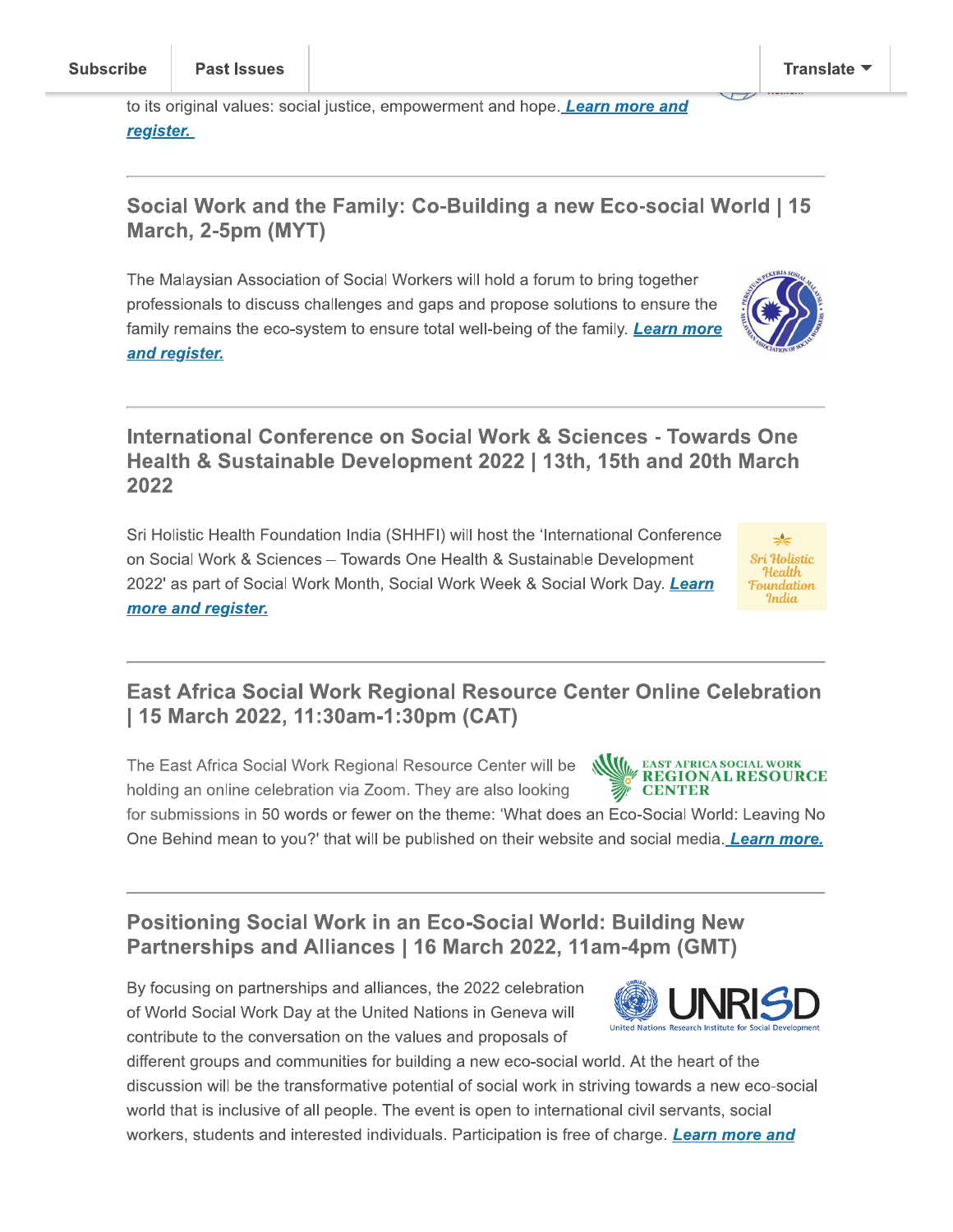to its original values: social justice, empowerment and hope. ***Learn more and register.***

---

## Social Work and the Family: Co-Building a new Eco-social World | 15 March, 2-5pm (MYT)

The Malaysian Association of Social Workers will hold a forum to bring together professionals to discuss challenges and gaps and propose solutions to ensure the family remains the eco-system to ensure total well-being of the family. ***Learn more and register.***

---

## International Conference on Social Work & Sciences - Towards One Health & Sustainable Development 2022 | 13th, 15th and 20th March 2022

Sri Holistic Health Foundation India (SHHFI) will host the 'International Conference on Social Work & Sciences – Towards One Health & Sustainable Development 2022' as part of Social Work Month, Social Work Week & Social Work Day. ***Learn more and register.***

---

## East Africa Social Work Regional Resource Center Online Celebration | 15 March 2022, 11:30am-1:30pm (CAT)

The East Africa Social Work Regional Resource Center will be holding an online celebration via Zoom. They are also looking for submissions in 50 words or fewer on the theme: 'What does an Eco-Social World: Leaving No One Behind mean to you?' that will be published on their website and social media. ***Learn more.***

---

## Positioning Social Work in an Eco-Social World: Building New Partnerships and Alliances | 16 March 2022, 11am-4pm (GMT)

By focusing on partnerships and alliances, the 2022 celebration of World Social Work Day at the United Nations in Geneva will contribute to the conversation on the values and proposals of different groups and communities for building a new eco-social world. At the heart of the discussion will be the transformative potential of social work in striving towards a new eco-social world that is inclusive of all people. The event is open to international civil servants, social workers, students and interested individuals. Participation is free of charge. ***Learn more and***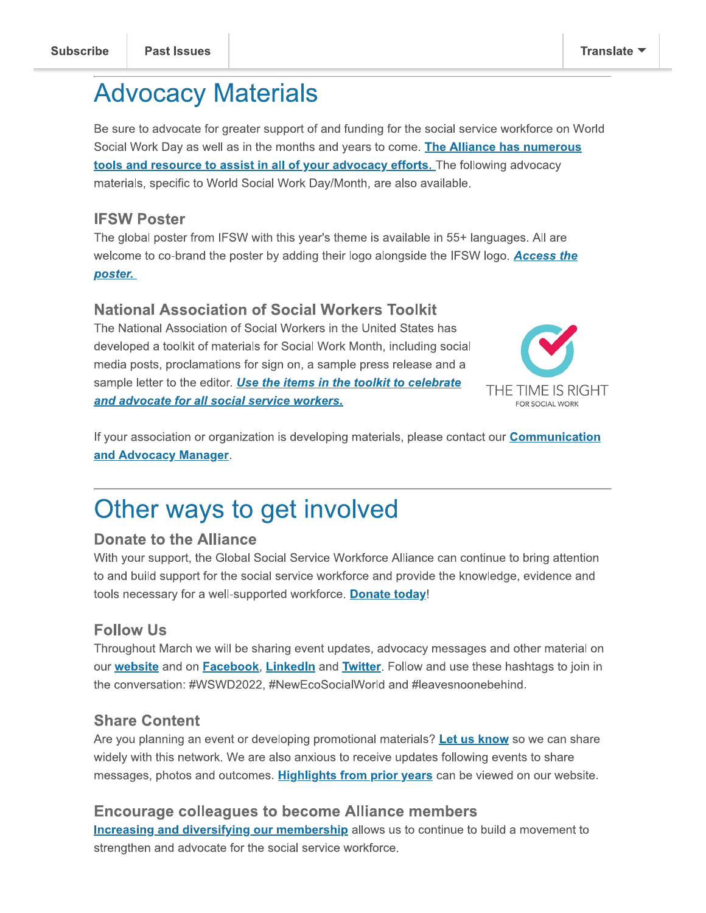Subscribe | Past Issues | Translate

# Advocacy Materials

Be sure to advocate for greater support of and funding for the social service workforce on World Social Work Day as well as in the months and years to come. **The Alliance has numerous tools and resource to assist in all of your advocacy efforts.** The following advocacy materials, specific to World Social Work Day/Month, are also available.

### IFSW Poster

The global poster from IFSW with this year's theme is available in 55+ languages. All are welcome to co-brand the poster by adding their logo alongside the IFSW logo. ***Access the poster.***

### National Association of Social Workers Toolkit

The National Association of Social Workers in the United States has developed a toolkit of materials for Social Work Month, including social media posts, proclamations for sign on, a sample press release and a sample letter to the editor. ***Use the items in the toolkit to celebrate and advocate for all social service workers.***

THE TIME IS RIGHT
FOR SOCIAL WORK

If your association or organization is developing materials, please contact our **Communication and Advocacy Manager**.

# Other ways to get involved

### Donate to the Alliance

With your support, the Global Social Service Workforce Alliance can continue to bring attention to and build support for the social service workforce and provide the knowledge, evidence and tools necessary for a well-supported workforce. **Donate today**!

### Follow Us

Throughout March we will be sharing event updates, advocacy messages and other material on our **website** and on **Facebook**, **LinkedIn** and **Twitter**. Follow and use these hashtags to join in the conversation: #WSWD2022, #NewEcoSocialWorld and #leavesnoonebehind.

### Share Content

Are you planning an event or developing promotional materials? **Let us know** so we can share widely with this network. We are also anxious to receive updates following events to share messages, photos and outcomes. **Highlights from prior years** can be viewed on our website.

### Encourage colleagues to become Alliance members

**Increasing and diversifying our membership** allows us to continue to build a movement to strengthen and advocate for the social service workforce.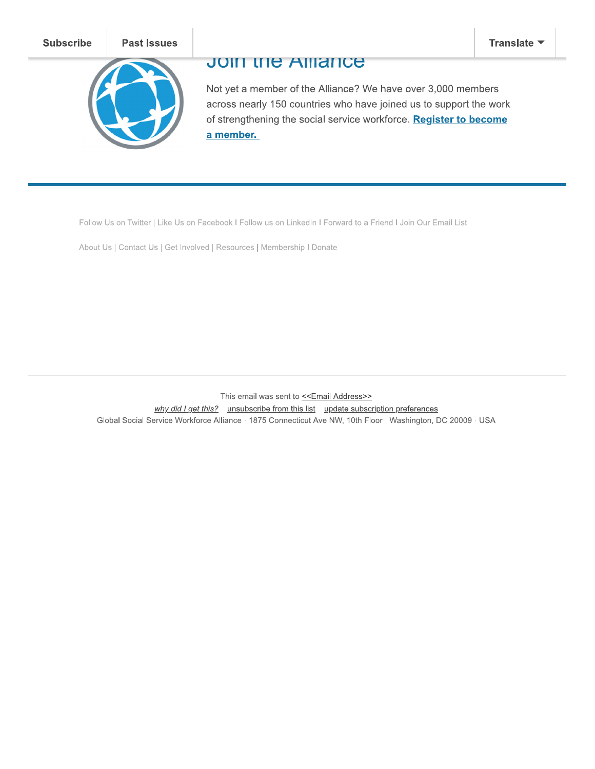Subscribe | Past Issues | Translate

## Join the Alliance

Not yet a member of the Alliance? We have over 3,000 members across nearly 150 countries who have joined us to support the work of strengthening the social service workforce. **Register to become a member.**

Follow Us on Twitter | Like Us on Facebook I Follow us on LinkedIn I Forward to a Friend I Join Our Email List

About Us | Contact Us | Get Involved | Resources | Membership I Donate

This email was sent to <<Email Address>>

*why did I get this?* unsubscribe from this list update subscription preferences

Global Social Service Workforce Alliance · 1875 Connecticut Ave NW, 10th Floor · Washington, DC 20009 · USA